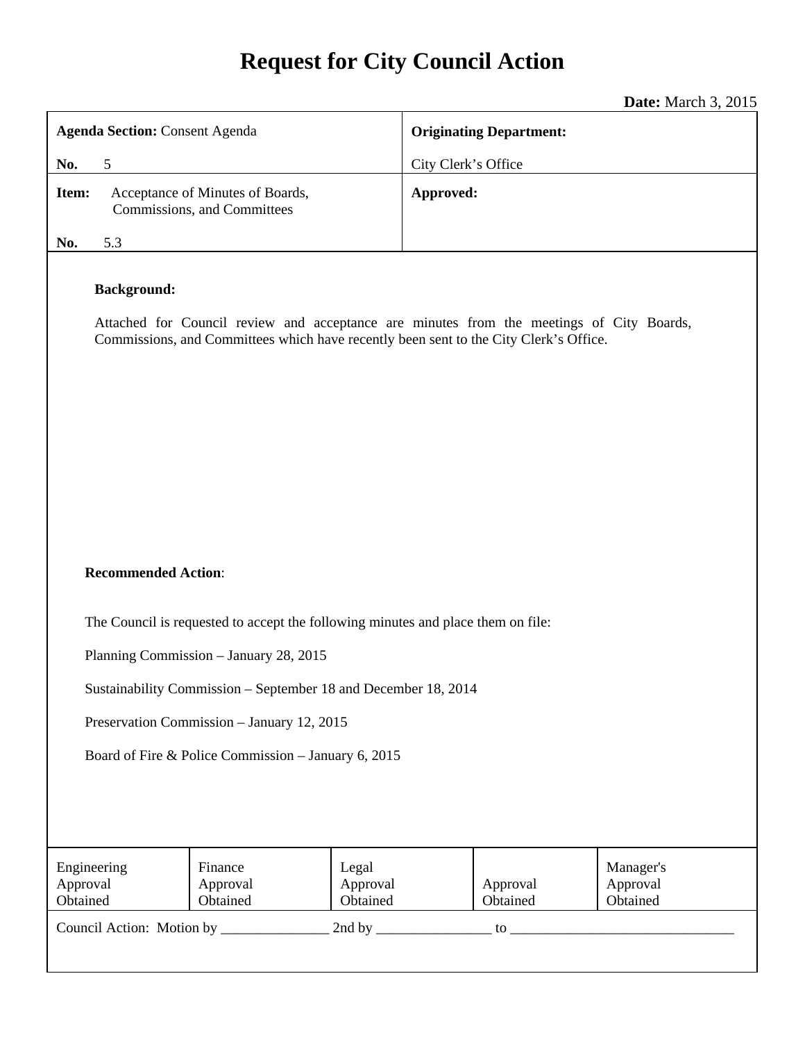# Request for City Council Action

**Date:** March 3, 2015

| **Agenda Section:** Consent Agenda<br><br>**No.** 5 | **Originating Department:**<br><br>City Clerk's Office |
| --- | --- |
| **Item:** Acceptance of Minutes of Boards, Commissions, and Committees<br><br>**No.** 5.3 | **Approved:** |

**Background:**

Attached for Council review and acceptance are minutes from the meetings of City Boards, Commissions, and Committees which have recently been sent to the City Clerk's Office.

**Recommended Action**:

The Council is requested to accept the following minutes and place them on file:

Planning Commission – January 28, 2015

Sustainability Commission – September 18 and December 18, 2014

Preservation Commission – January 12, 2015

Board of Fire & Police Commission – January 6, 2015

| Engineering Approval Obtained | Finance Approval Obtained | Legal Approval Obtained | Approval Obtained | Manager's Approval Obtained |
| --- | --- | --- | --- | --- |

Council Action: Motion by _______________ 2nd by ________________ to _______________________________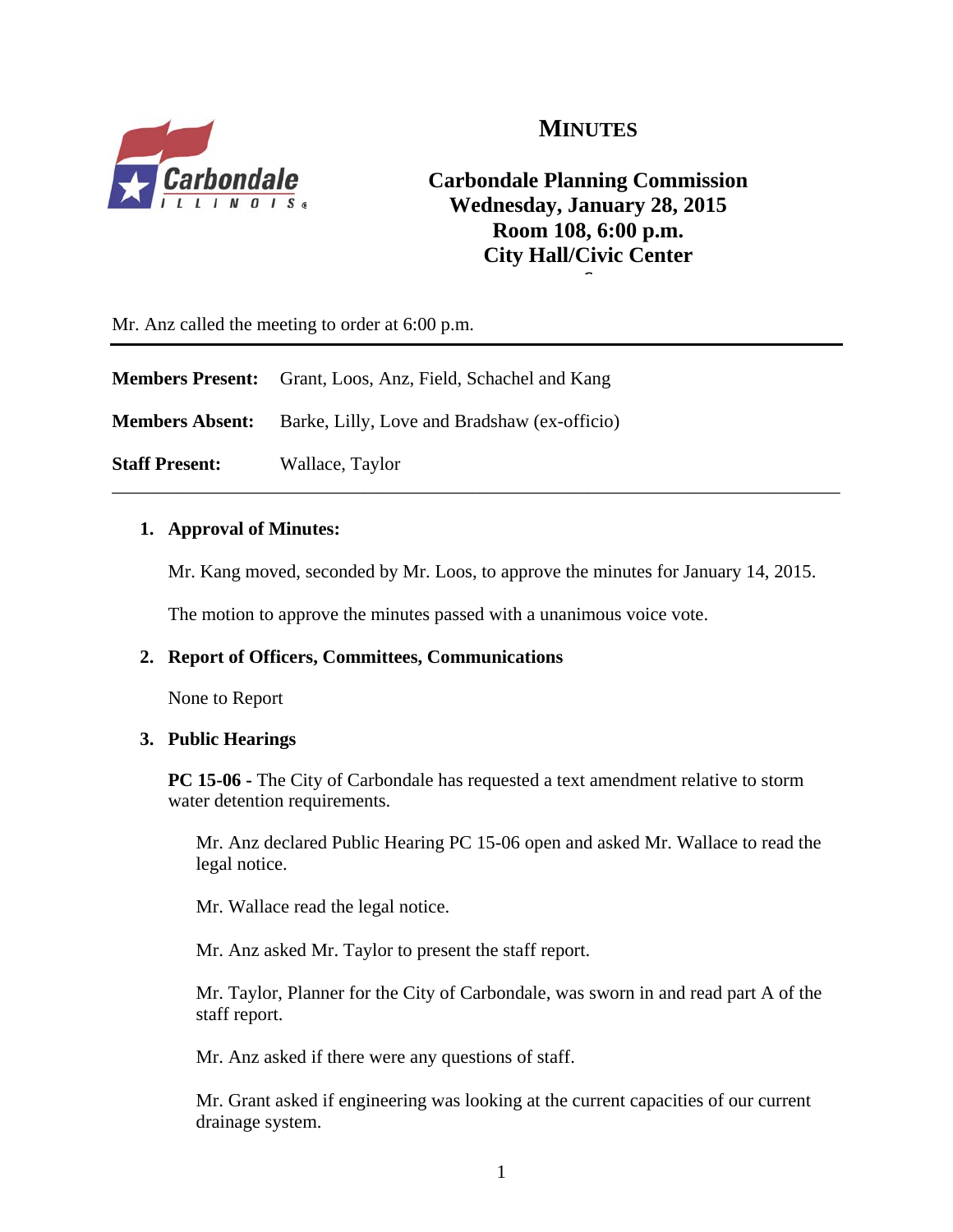# MINUTES

**Carbondale Planning Commission**
**Wednesday, January 28, 2015**
**Room 108, 6:00 p.m.**
**City Hall/Civic Center**

Mr. Anz called the meeting to order at 6:00 p.m.

---

**Members Present:** Grant, Loos, Anz, Field, Schachel and Kang

**Members Absent:** Barke, Lilly, Love and Bradshaw (ex-officio)

**Staff Present:** Wallace, Taylor

---

1. **Approval of Minutes:**

   Mr. Kang moved, seconded by Mr. Loos, to approve the minutes for January 14, 2015.

   The motion to approve the minutes passed with a unanimous voice vote.

2. **Report of Officers, Committees, Communications**

   None to Report

3. **Public Hearings**

   **PC 15-06 -** The City of Carbondale has requested a text amendment relative to storm water detention requirements.

   Mr. Anz declared Public Hearing PC 15-06 open and asked Mr. Wallace to read the legal notice.

   Mr. Wallace read the legal notice.

   Mr. Anz asked Mr. Taylor to present the staff report.

   Mr. Taylor, Planner for the City of Carbondale, was sworn in and read part A of the staff report.

   Mr. Anz asked if there were any questions of staff.

   Mr. Grant asked if engineering was looking at the current capacities of our current drainage system.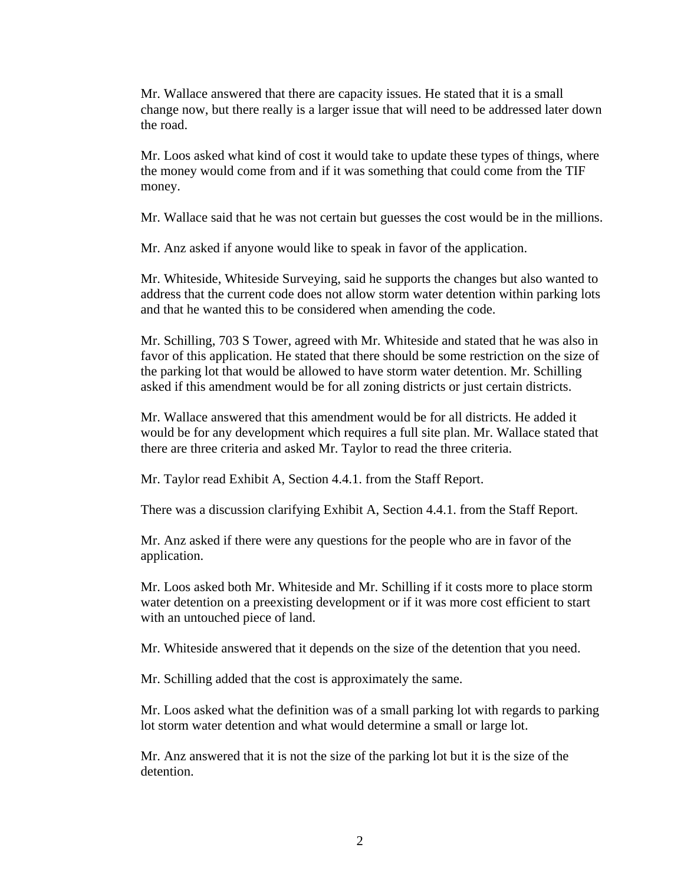Mr. Wallace answered that there are capacity issues. He stated that it is a small change now, but there really is a larger issue that will need to be addressed later down the road.

Mr. Loos asked what kind of cost it would take to update these types of things, where the money would come from and if it was something that could come from the TIF money.

Mr. Wallace said that he was not certain but guesses the cost would be in the millions.

Mr. Anz asked if anyone would like to speak in favor of the application.

Mr. Whiteside, Whiteside Surveying, said he supports the changes but also wanted to address that the current code does not allow storm water detention within parking lots and that he wanted this to be considered when amending the code.

Mr. Schilling, 703 S Tower, agreed with Mr. Whiteside and stated that he was also in favor of this application. He stated that there should be some restriction on the size of the parking lot that would be allowed to have storm water detention. Mr. Schilling asked if this amendment would be for all zoning districts or just certain districts.

Mr. Wallace answered that this amendment would be for all districts. He added it would be for any development which requires a full site plan. Mr. Wallace stated that there are three criteria and asked Mr. Taylor to read the three criteria.

Mr. Taylor read Exhibit A, Section 4.4.1. from the Staff Report.

There was a discussion clarifying Exhibit A, Section 4.4.1. from the Staff Report.

Mr. Anz asked if there were any questions for the people who are in favor of the application.

Mr. Loos asked both Mr. Whiteside and Mr. Schilling if it costs more to place storm water detention on a preexisting development or if it was more cost efficient to start with an untouched piece of land.

Mr. Whiteside answered that it depends on the size of the detention that you need.

Mr. Schilling added that the cost is approximately the same.

Mr. Loos asked what the definition was of a small parking lot with regards to parking lot storm water detention and what would determine a small or large lot.

Mr. Anz answered that it is not the size of the parking lot but it is the size of the detention.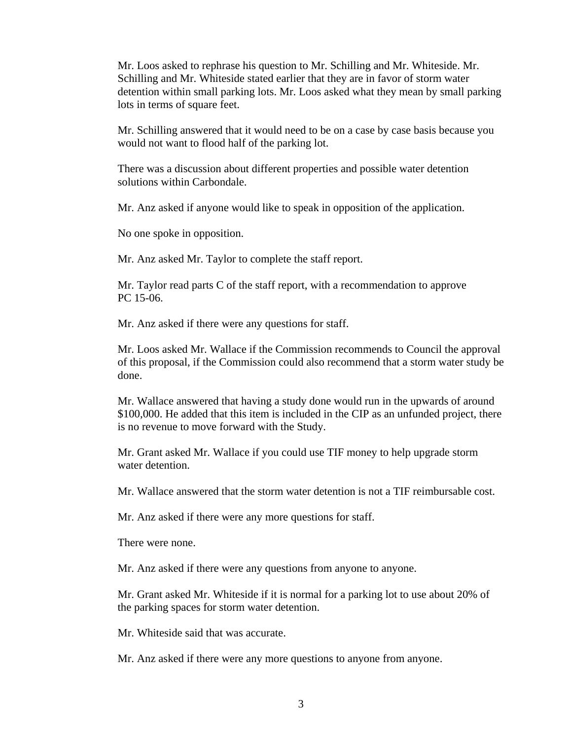Mr. Loos asked to rephrase his question to Mr. Schilling and Mr. Whiteside. Mr. Schilling and Mr. Whiteside stated earlier that they are in favor of storm water detention within small parking lots. Mr. Loos asked what they mean by small parking lots in terms of square feet.

Mr. Schilling answered that it would need to be on a case by case basis because you would not want to flood half of the parking lot.

There was a discussion about different properties and possible water detention solutions within Carbondale.

Mr. Anz asked if anyone would like to speak in opposition of the application.

No one spoke in opposition.

Mr. Anz asked Mr. Taylor to complete the staff report.

Mr. Taylor read parts C of the staff report, with a recommendation to approve PC 15-06.

Mr. Anz asked if there were any questions for staff.

Mr. Loos asked Mr. Wallace if the Commission recommends to Council the approval of this proposal, if the Commission could also recommend that a storm water study be done.

Mr. Wallace answered that having a study done would run in the upwards of around $100,000. He added that this item is included in the CIP as an unfunded project, there is no revenue to move forward with the Study.

Mr. Grant asked Mr. Wallace if you could use TIF money to help upgrade storm water detention.

Mr. Wallace answered that the storm water detention is not a TIF reimbursable cost.

Mr. Anz asked if there were any more questions for staff.

There were none.

Mr. Anz asked if there were any questions from anyone to anyone.

Mr. Grant asked Mr. Whiteside if it is normal for a parking lot to use about 20% of the parking spaces for storm water detention.

Mr. Whiteside said that was accurate.

Mr. Anz asked if there were any more questions to anyone from anyone.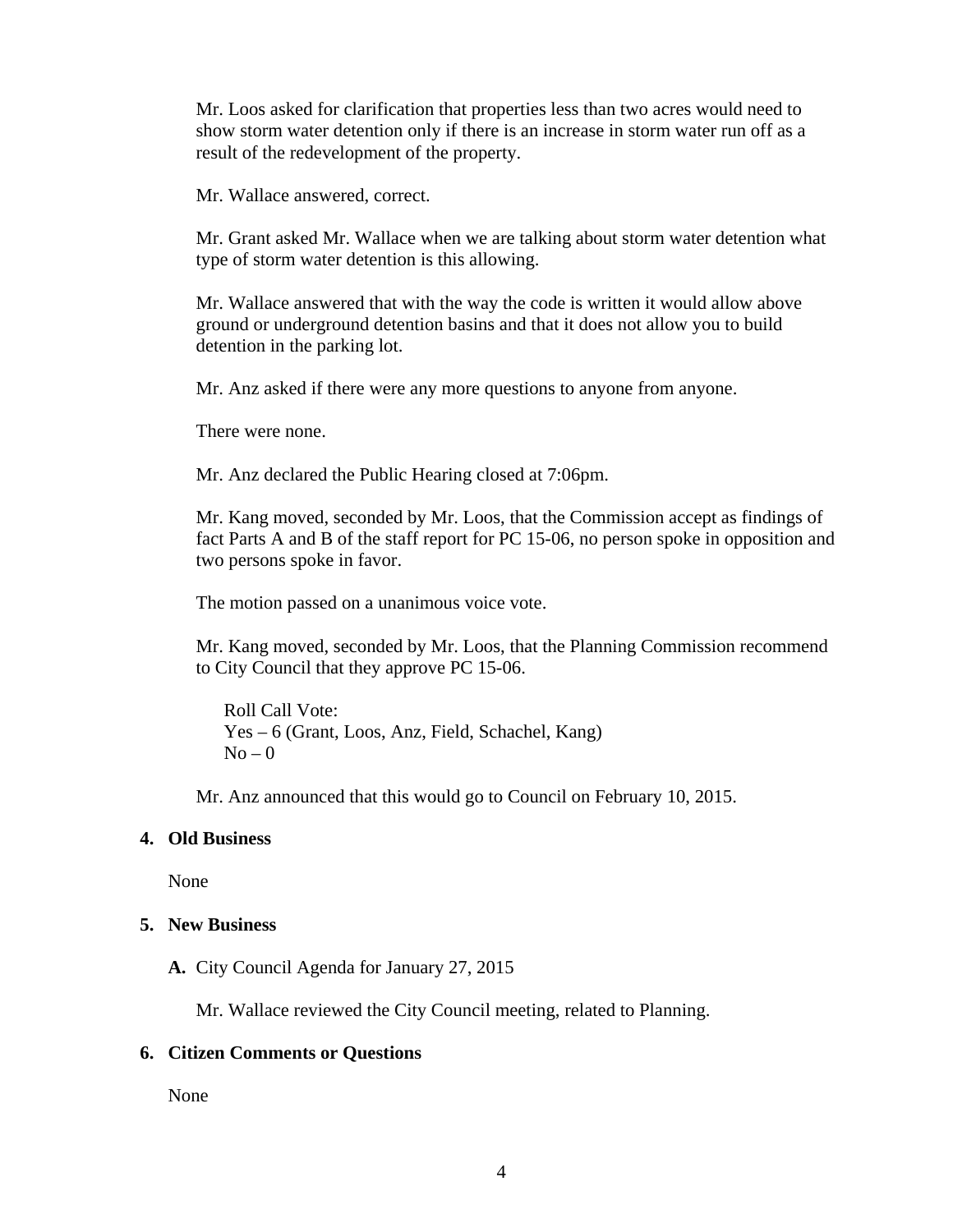Mr. Loos asked for clarification that properties less than two acres would need to show storm water detention only if there is an increase in storm water run off as a result of the redevelopment of the property.

Mr. Wallace answered, correct.

Mr. Grant asked Mr. Wallace when we are talking about storm water detention what type of storm water detention is this allowing.

Mr. Wallace answered that with the way the code is written it would allow above ground or underground detention basins and that it does not allow you to build detention in the parking lot.

Mr. Anz asked if there were any more questions to anyone from anyone.

There were none.

Mr. Anz declared the Public Hearing closed at 7:06pm.

Mr. Kang moved, seconded by Mr. Loos, that the Commission accept as findings of fact Parts A and B of the staff report for PC 15-06, no person spoke in opposition and two persons spoke in favor.

The motion passed on a unanimous voice vote.

Mr. Kang moved, seconded by Mr. Loos, that the Planning Commission recommend to City Council that they approve PC 15-06.

Roll Call Vote:
Yes – 6 (Grant, Loos, Anz, Field, Schachel, Kang)
No – 0

Mr. Anz announced that this would go to Council on February 10, 2015.

## 4. Old Business

None

## 5. New Business

**A.** City Council Agenda for January 27, 2015

Mr. Wallace reviewed the City Council meeting, related to Planning.

## 6. Citizen Comments or Questions

None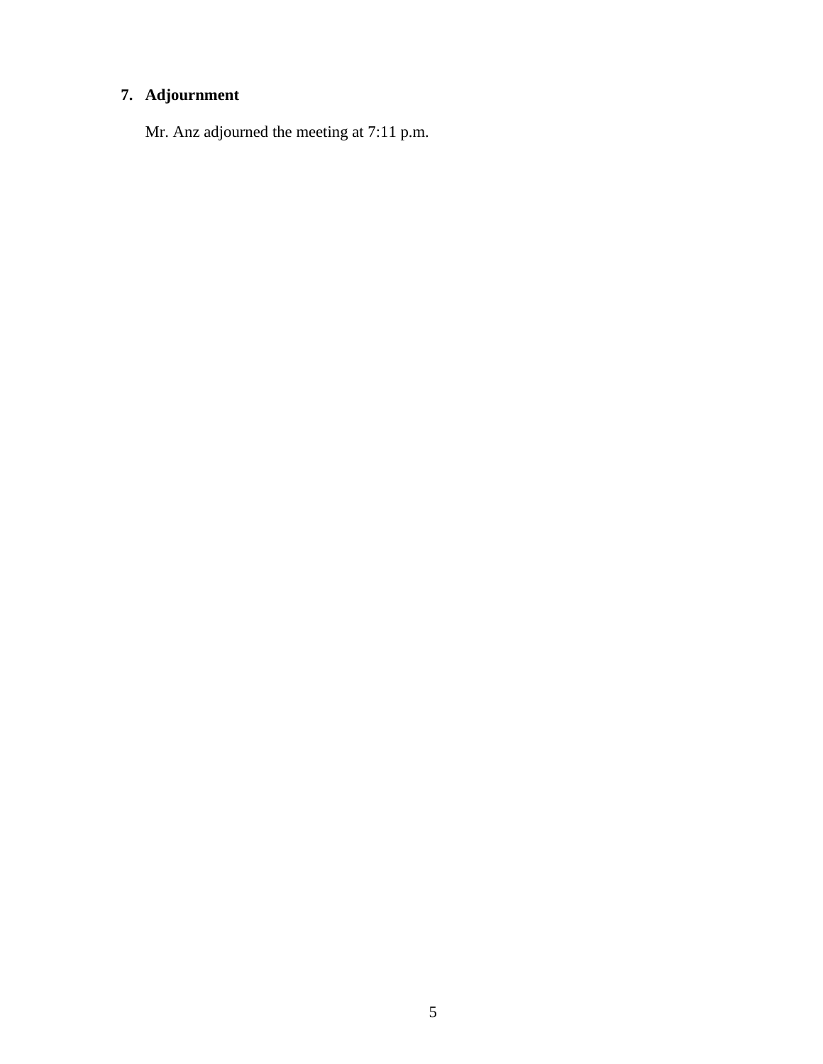**7. Adjournment**

Mr. Anz adjourned the meeting at 7:11 p.m.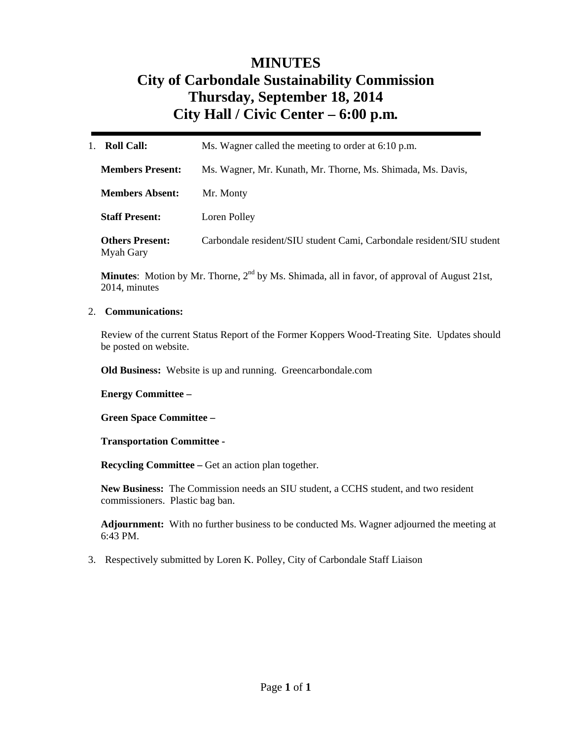# MINUTES
# City of Carbondale Sustainability Commission
# Thursday, September 18, 2014
# City Hall / Civic Center – 6:00 p.m.

---

1. **Roll Call:** Ms. Wagner called the meeting to order at 6:10 p.m.

   **Members Present:** Ms. Wagner, Mr. Kunath, Mr. Thorne, Ms. Shimada, Ms. Davis,

   **Members Absent:** Mr. Monty

   **Staff Present:** Loren Polley

   **Others Present:** Carbondale resident/SIU student Cami, Carbondale resident/SIU student Myah Gary

   **Minutes**: Motion by Mr. Thorne, 2nd by Ms. Shimada, all in favor, of approval of August 21st, 2014, minutes

2. **Communications:**

   Review of the current Status Report of the Former Koppers Wood-Treating Site. Updates should be posted on website.

   **Old Business:** Website is up and running. Greencarbondale.com

   **Energy Committee –**

   **Green Space Committee –**

   **Transportation Committee -**

   **Recycling Committee –** Get an action plan together.

   **New Business:** The Commission needs an SIU student, a CCHS student, and two resident commissioners. Plastic bag ban.

   **Adjournment:** With no further business to be conducted Ms. Wagner adjourned the meeting at 6:43 PM.

3. Respectively submitted by Loren K. Polley, City of Carbondale Staff Liaison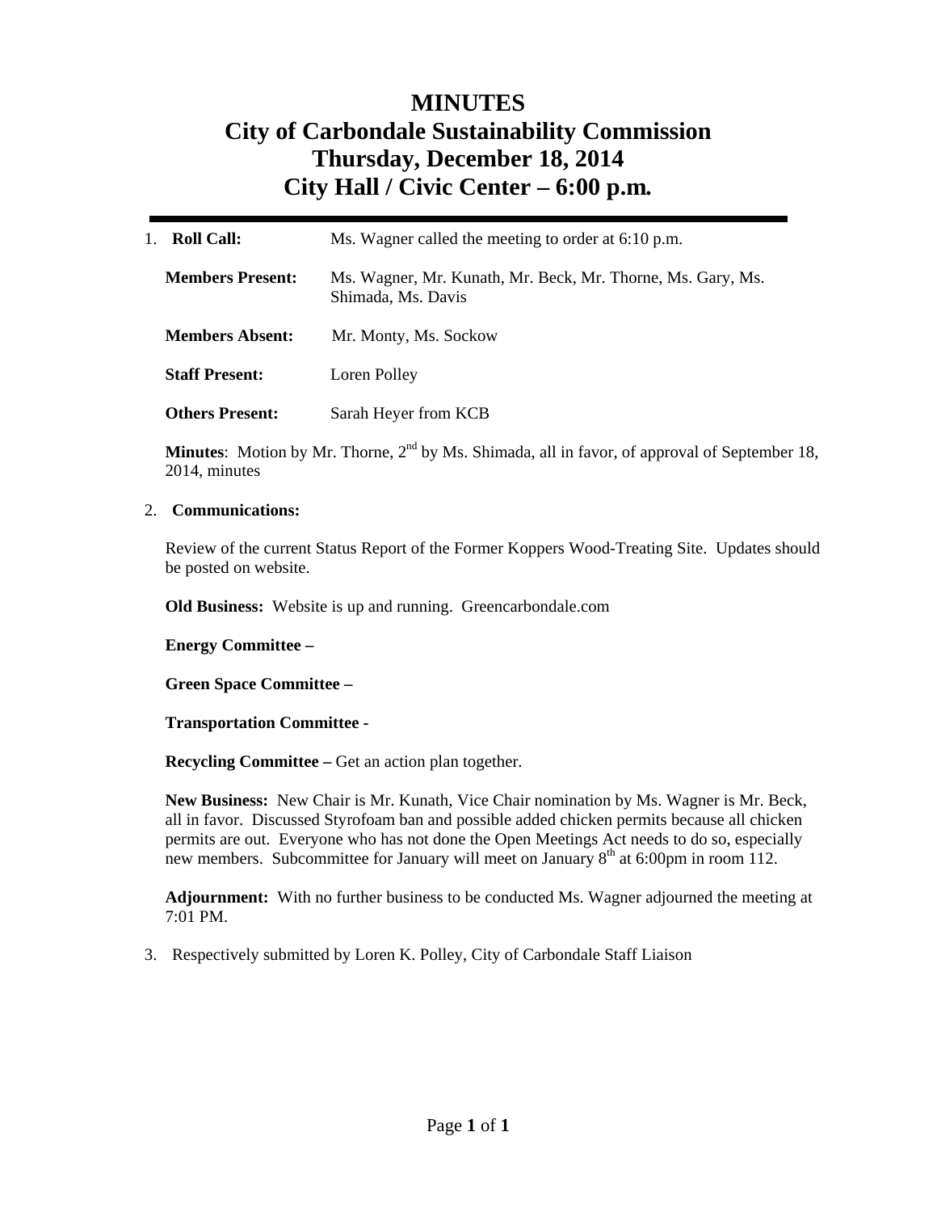# MINUTES
# City of Carbondale Sustainability Commission
# Thursday, December 18, 2014
# City Hall / Civic Center – 6:00 p.m.

---

1. **Roll Call:** Ms. Wagner called the meeting to order at 6:10 p.m.

   **Members Present:** Ms. Wagner, Mr. Kunath, Mr. Beck, Mr. Thorne, Ms. Gary, Ms. Shimada, Ms. Davis

   **Members Absent:** Mr. Monty, Ms. Sockow

   **Staff Present:** Loren Polley

   **Others Present:** Sarah Heyer from KCB

   **Minutes**: Motion by Mr. Thorne, 2nd by Ms. Shimada, all in favor, of approval of September 18, 2014, minutes

2. **Communications:**

   Review of the current Status Report of the Former Koppers Wood-Treating Site. Updates should be posted on website.

   **Old Business:** Website is up and running. Greencarbondale.com

   **Energy Committee –**

   **Green Space Committee –**

   **Transportation Committee -**

   **Recycling Committee –** Get an action plan together.

   **New Business:** New Chair is Mr. Kunath, Vice Chair nomination by Ms. Wagner is Mr. Beck, all in favor. Discussed Styrofoam ban and possible added chicken permits because all chicken permits are out. Everyone who has not done the Open Meetings Act needs to do so, especially new members. Subcommittee for January will meet on January 8th at 6:00pm in room 112.

   **Adjournment:** With no further business to be conducted Ms. Wagner adjourned the meeting at 7:01 PM.

3. Respectively submitted by Loren K. Polley, City of Carbondale Staff Liaison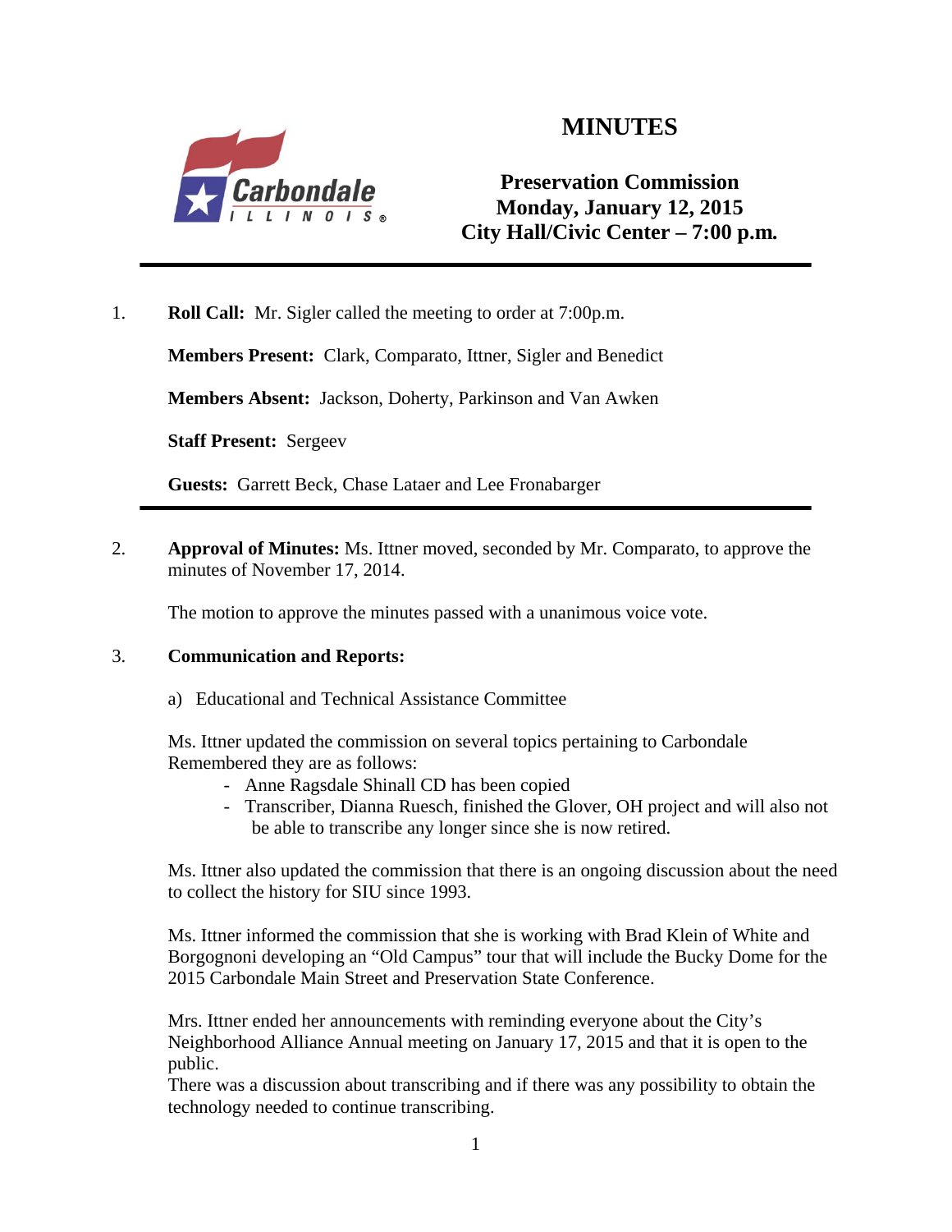# MINUTES

## Preservation Commission
## Monday, January 12, 2015
## City Hall/Civic Center – 7:00 p.m.

---

1. **Roll Call:** Mr. Sigler called the meeting to order at 7:00p.m.

   **Members Present:** Clark, Comparato, Ittner, Sigler and Benedict

   **Members Absent:** Jackson, Doherty, Parkinson and Van Awken

   **Staff Present:** Sergeev

   **Guests:** Garrett Beck, Chase Lataer and Lee Fronabarger

---

2. **Approval of Minutes:** Ms. Ittner moved, seconded by Mr. Comparato, to approve the minutes of November 17, 2014.

   The motion to approve the minutes passed with a unanimous voice vote.

3. **Communication and Reports:**

   a) Educational and Technical Assistance Committee

   Ms. Ittner updated the commission on several topics pertaining to Carbondale Remembered they are as follows:

   - Anne Ragsdale Shinall CD has been copied
   - Transcriber, Dianna Ruesch, finished the Glover, OH project and will also not be able to transcribe any longer since she is now retired.

   Ms. Ittner also updated the commission that there is an ongoing discussion about the need to collect the history for SIU since 1993.

   Ms. Ittner informed the commission that she is working with Brad Klein of White and Borgognoni developing an "Old Campus" tour that will include the Bucky Dome for the 2015 Carbondale Main Street and Preservation State Conference.

   Mrs. Ittner ended her announcements with reminding everyone about the City's Neighborhood Alliance Annual meeting on January 17, 2015 and that it is open to the public.
   There was a discussion about transcribing and if there was any possibility to obtain the technology needed to continue transcribing.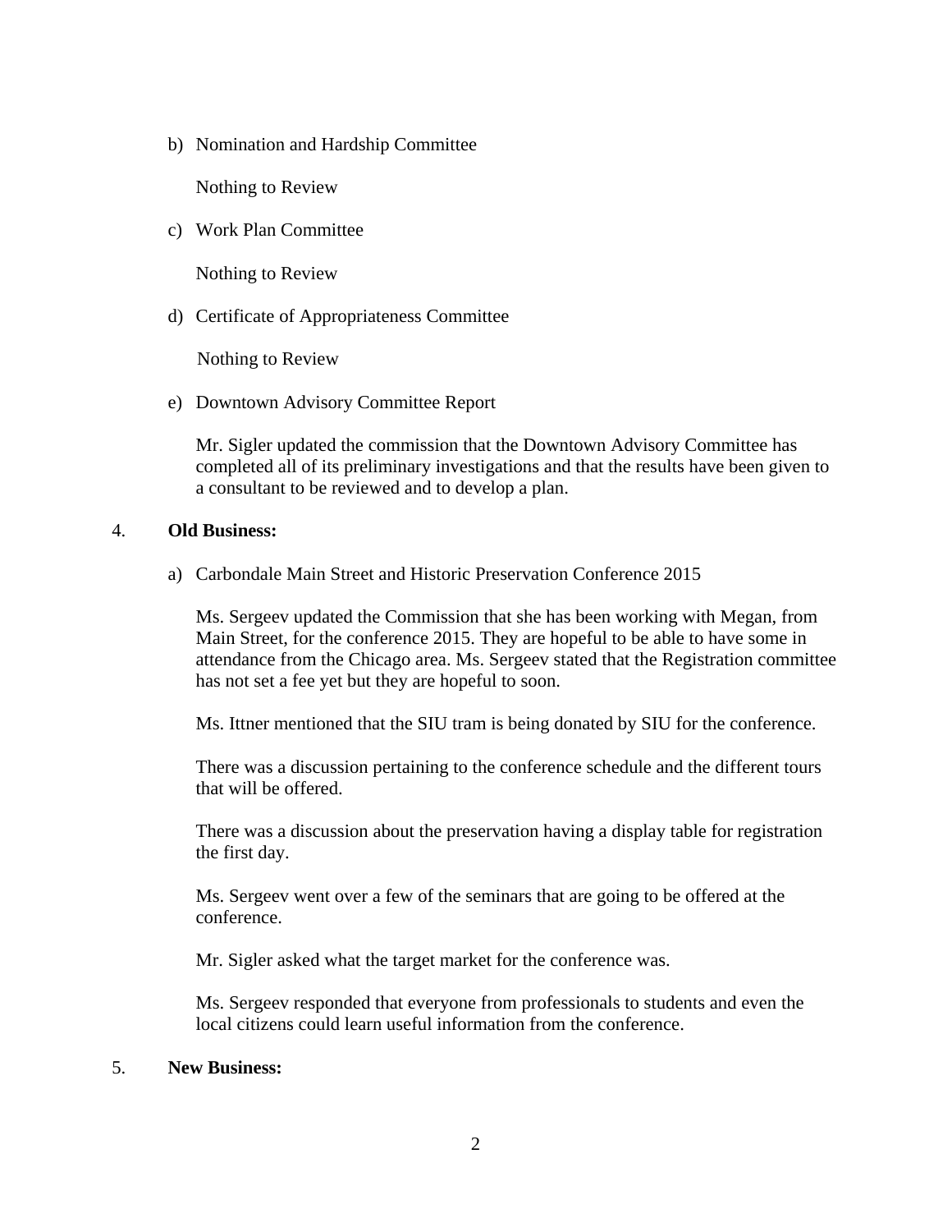b) Nomination and Hardship Committee

   Nothing to Review

c) Work Plan Committee

   Nothing to Review

d) Certificate of Appropriateness Committee

   Nothing to Review

e) Downtown Advisory Committee Report

   Mr. Sigler updated the commission that the Downtown Advisory Committee has completed all of its preliminary investigations and that the results have been given to a consultant to be reviewed and to develop a plan.

4. **Old Business:**

a) Carbondale Main Street and Historic Preservation Conference 2015

   Ms. Sergeev updated the Commission that she has been working with Megan, from Main Street, for the conference 2015. They are hopeful to be able to have some in attendance from the Chicago area. Ms. Sergeev stated that the Registration committee has not set a fee yet but they are hopeful to soon.

   Ms. Ittner mentioned that the SIU tram is being donated by SIU for the conference.

   There was a discussion pertaining to the conference schedule and the different tours that will be offered.

   There was a discussion about the preservation having a display table for registration the first day.

   Ms. Sergeev went over a few of the seminars that are going to be offered at the conference.

   Mr. Sigler asked what the target market for the conference was.

   Ms. Sergeev responded that everyone from professionals to students and even the local citizens could learn useful information from the conference.

5. **New Business:**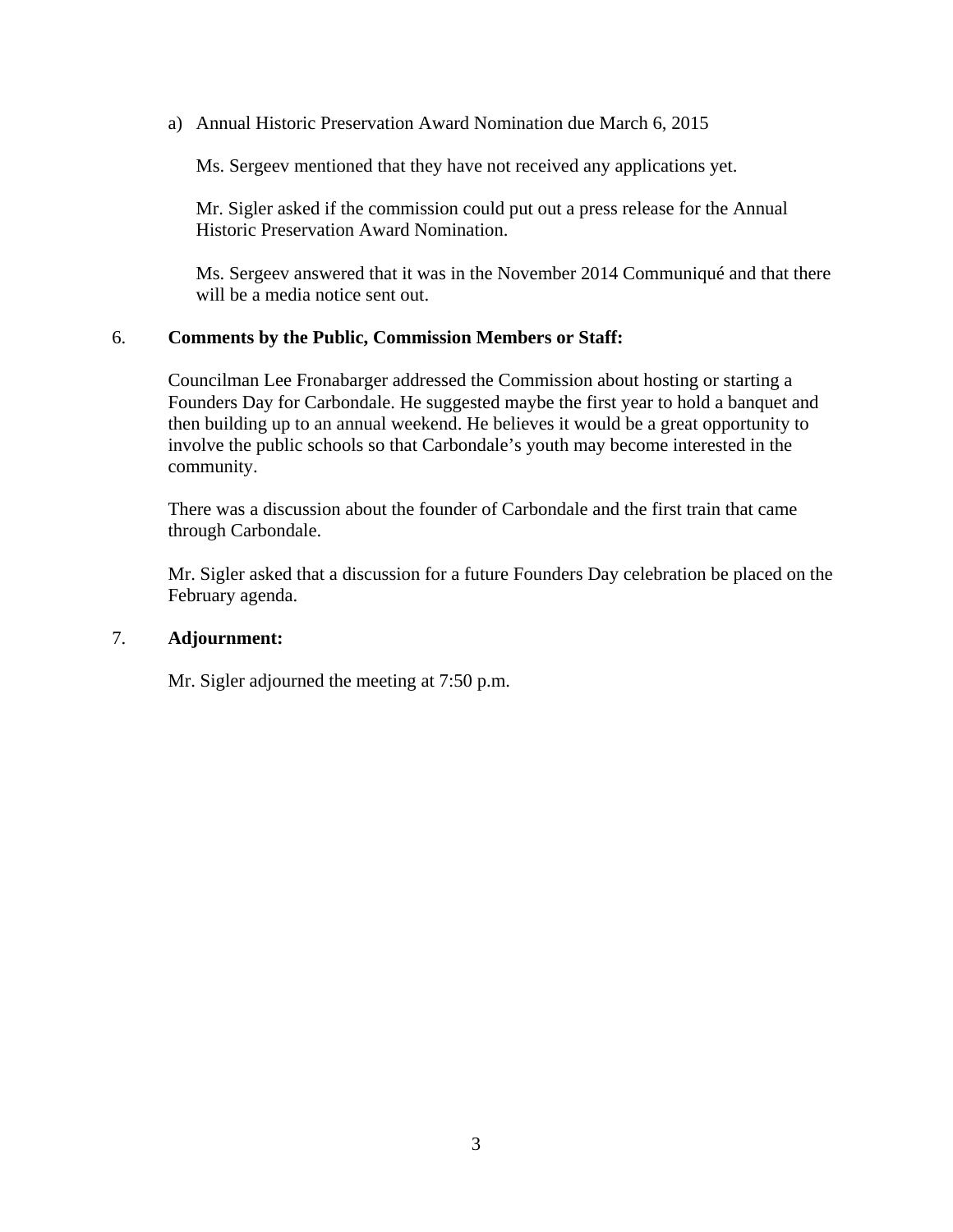a) Annual Historic Preservation Award Nomination due March 6, 2015

   Ms. Sergeev mentioned that they have not received any applications yet.

   Mr. Sigler asked if the commission could put out a press release for the Annual Historic Preservation Award Nomination.

   Ms. Sergeev answered that it was in the November 2014 Communiqué and that there will be a media notice sent out.

6. **Comments by the Public, Commission Members or Staff:**

   Councilman Lee Fronabarger addressed the Commission about hosting or starting a Founders Day for Carbondale. He suggested maybe the first year to hold a banquet and then building up to an annual weekend. He believes it would be a great opportunity to involve the public schools so that Carbondale's youth may become interested in the community.

   There was a discussion about the founder of Carbondale and the first train that came through Carbondale.

   Mr. Sigler asked that a discussion for a future Founders Day celebration be placed on the February agenda.

7. **Adjournment:**

   Mr. Sigler adjourned the meeting at 7:50 p.m.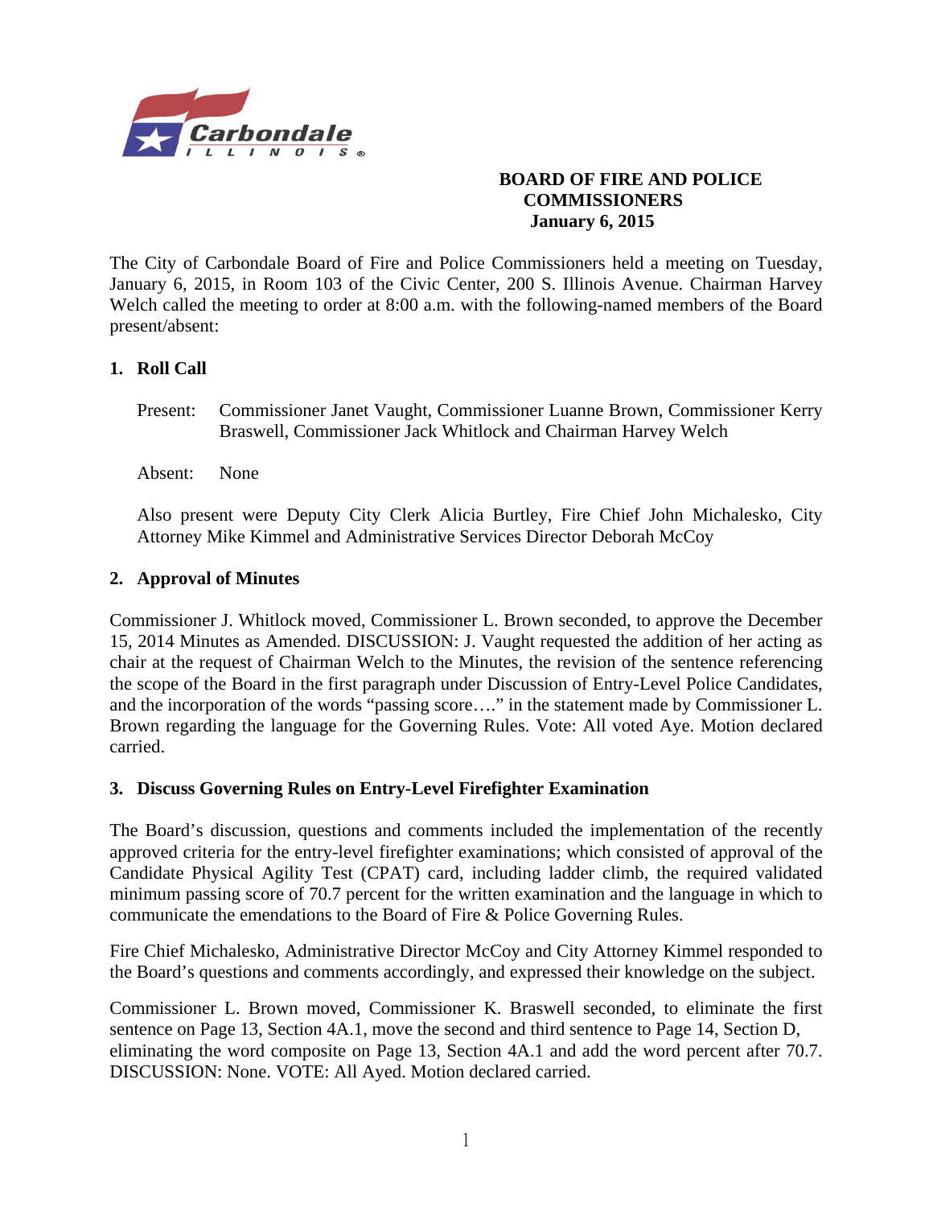Carbondale ILLINOIS

**BOARD OF FIRE AND POLICE COMMISSIONERS**
**January 6, 2015**

The City of Carbondale Board of Fire and Police Commissioners held a meeting on Tuesday, January 6, 2015, in Room 103 of the Civic Center, 200 S. Illinois Avenue. Chairman Harvey Welch called the meeting to order at 8:00 a.m. with the following-named members of the Board present/absent:

## 1. Roll Call

Present: Commissioner Janet Vaught, Commissioner Luanne Brown, Commissioner Kerry Braswell, Commissioner Jack Whitlock and Chairman Harvey Welch

Absent: None

Also present were Deputy City Clerk Alicia Burtley, Fire Chief John Michalesko, City Attorney Mike Kimmel and Administrative Services Director Deborah McCoy

## 2. Approval of Minutes

Commissioner J. Whitlock moved, Commissioner L. Brown seconded, to approve the December 15, 2014 Minutes as Amended. DISCUSSION: J. Vaught requested the addition of her acting as chair at the request of Chairman Welch to the Minutes, the revision of the sentence referencing the scope of the Board in the first paragraph under Discussion of Entry-Level Police Candidates, and the incorporation of the words "passing score…." in the statement made by Commissioner L. Brown regarding the language for the Governing Rules. Vote: All voted Aye. Motion declared carried.

## 3. Discuss Governing Rules on Entry-Level Firefighter Examination

The Board's discussion, questions and comments included the implementation of the recently approved criteria for the entry-level firefighter examinations; which consisted of approval of the Candidate Physical Agility Test (CPAT) card, including ladder climb, the required validated minimum passing score of 70.7 percent for the written examination and the language in which to communicate the emendations to the Board of Fire & Police Governing Rules.

Fire Chief Michalesko, Administrative Director McCoy and City Attorney Kimmel responded to the Board's questions and comments accordingly, and expressed their knowledge on the subject.

Commissioner L. Brown moved, Commissioner K. Braswell seconded, to eliminate the first sentence on Page 13, Section 4A.1, move the second and third sentence to Page 14, Section D, eliminating the word composite on Page 13, Section 4A.1 and add the word percent after 70.7. DISCUSSION: None. VOTE: All Ayed. Motion declared carried.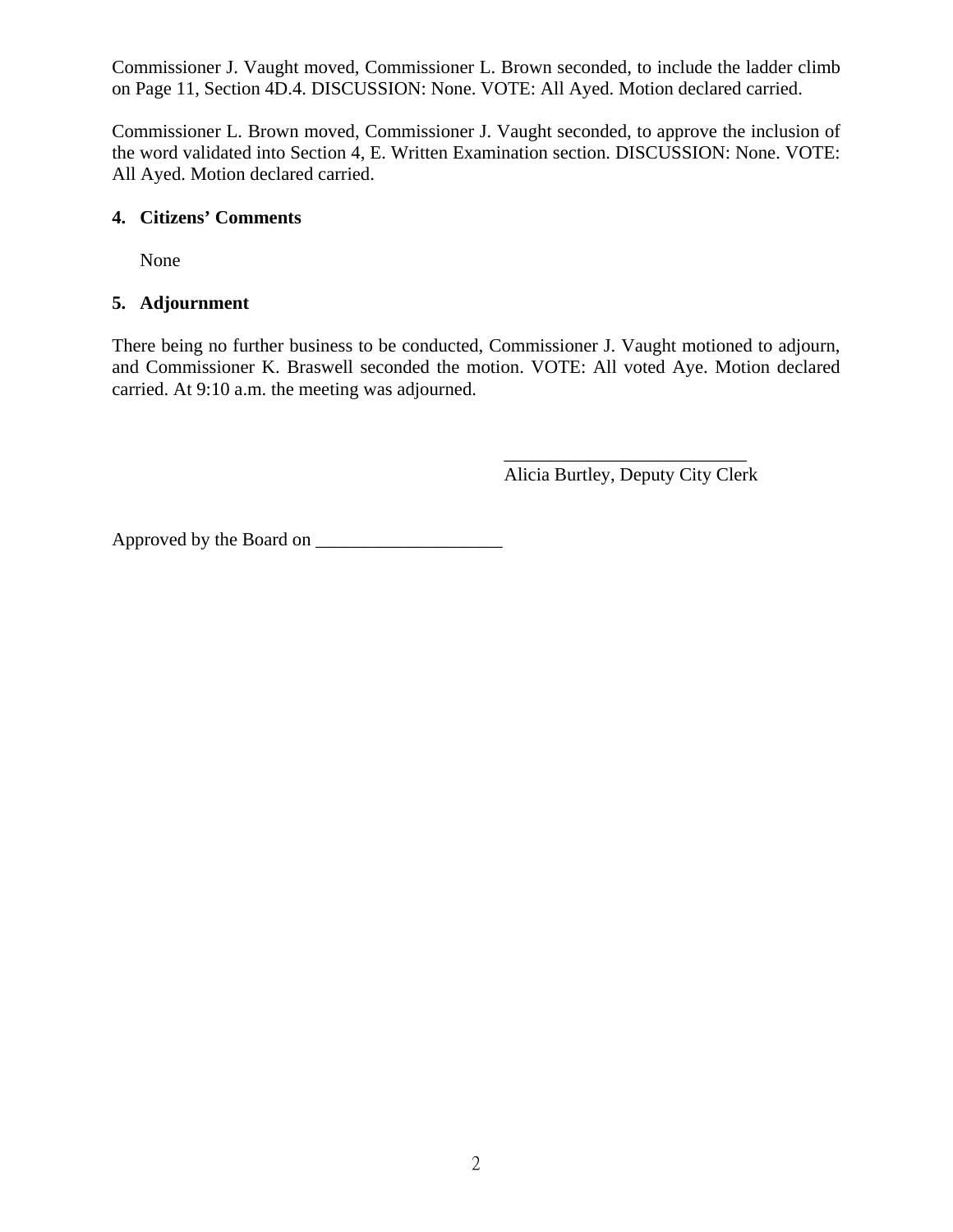Commissioner J. Vaught moved, Commissioner L. Brown seconded, to include the ladder climb on Page 11, Section 4D.4. DISCUSSION: None. VOTE: All Ayed. Motion declared carried.

Commissioner L. Brown moved, Commissioner J. Vaught seconded, to approve the inclusion of the word validated into Section 4, E. Written Examination section. DISCUSSION: None. VOTE: All Ayed. Motion declared carried.

**4. Citizens' Comments**

None

**5. Adjournment**

There being no further business to be conducted, Commissioner J. Vaught motioned to adjourn, and Commissioner K. Braswell seconded the motion. VOTE: All voted Aye. Motion declared carried. At 9:10 a.m. the meeting was adjourned.

\_\_\_\_\_\_\_\_\_\_\_\_\_\_\_\_\_\_\_\_\_\_\_\_\_\_
Alicia Burtley, Deputy City Clerk

Approved by the Board on \_\_\_\_\_\_\_\_\_\_\_\_\_\_\_\_\_\_\_\_